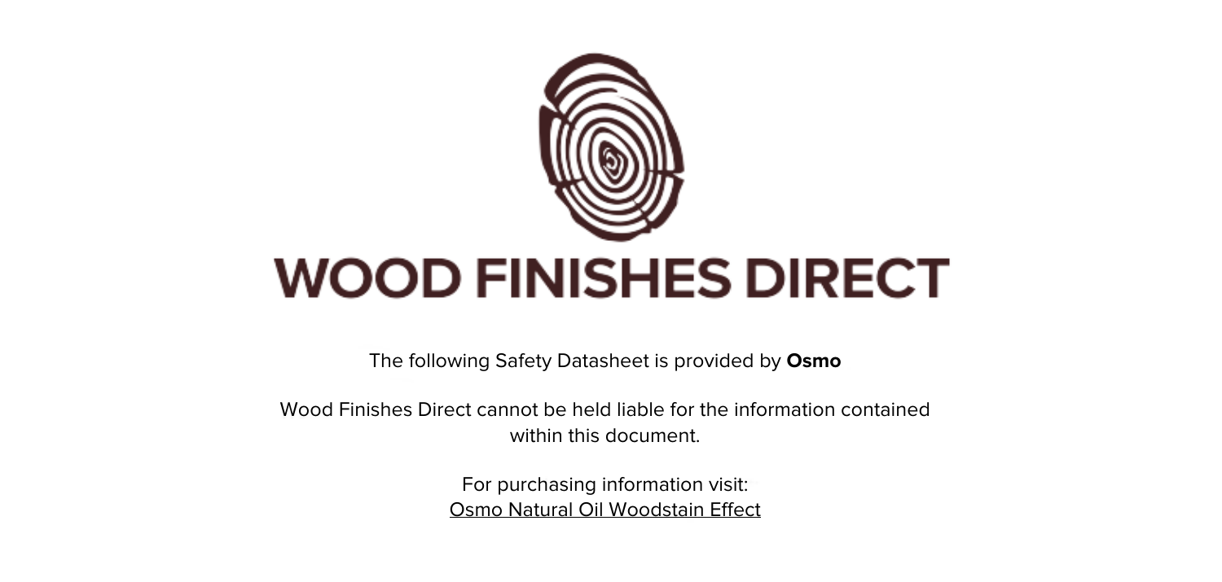# WOOD FINISHES DIRECT

The following Safety Datasheet is provided by **Osmo**

Wood Finishes Direct cannot be held liable for the information contained within this document.

For purchasing information visit:
Osmo Natural Oil Woodstain Effect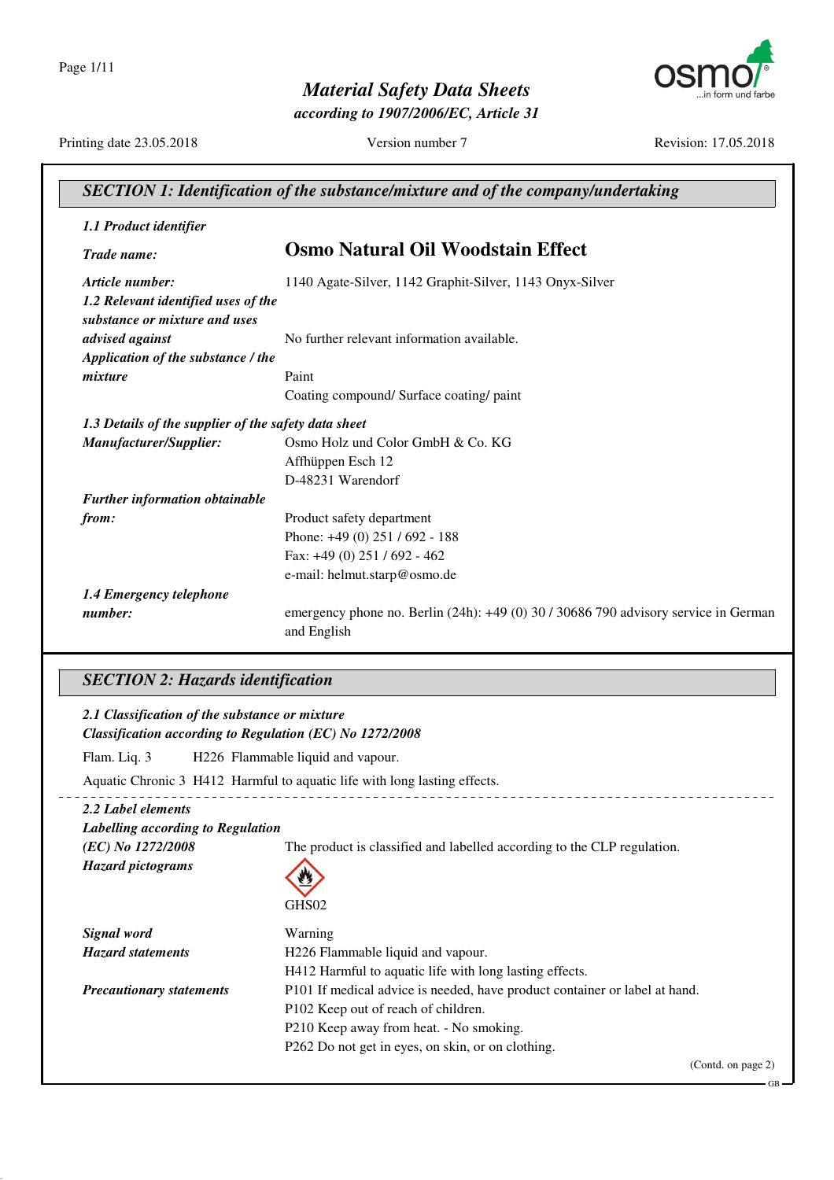# Material Safety Data Sheets

*according to 1907/2006/EC, Article 31*

Printing date 23.05.2018 | Version number 7 | Revision: 17.05.2018

## SECTION 1: Identification of the substance/mixture and of the company/undertaking

***1.1 Product identifier***

***Trade name:*** **Osmo Natural Oil Woodstain Effect**

***Article number:*** 1140 Agate-Silver, 1142 Graphit-Silver, 1143 Onyx-Silver

***1.2 Relevant identified uses of the substance or mixture and uses advised against*** No further relevant information available.

***Application of the substance / the mixture*** Paint
Coating compound/ Surface coating/ paint

***1.3 Details of the supplier of the safety data sheet***

***Manufacturer/Supplier:***
Osmo Holz und Color GmbH & Co. KG
Affhüppen Esch 12
D-48231 Warendorf

***Further information obtainable from:***
Product safety department
Phone: +49 (0) 251 / 692 - 188
Fax: +49 (0) 251 / 692 - 462
e-mail: helmut.starp@osmo.de

***1.4 Emergency telephone number:*** emergency phone no. Berlin (24h): +49 (0) 30 / 30686 790 advisory service in German and English

## SECTION 2: Hazards identification

***2.1 Classification of the substance or mixture***
***Classification according to Regulation (EC) No 1272/2008***

Flam. Liq. 3 H226 Flammable liquid and vapour.

Aquatic Chronic 3 H412 Harmful to aquatic life with long lasting effects.

***2.2 Label elements***

***Labelling according to Regulation (EC) No 1272/2008*** The product is classified and labelled according to the CLP regulation.

***Hazard pictograms***

GHS02

***Signal word*** Warning

***Hazard statements***
H226 Flammable liquid and vapour.
H412 Harmful to aquatic life with long lasting effects.

***Precautionary statements***
P101 If medical advice is needed, have product container or label at hand.
P102 Keep out of reach of children.
P210 Keep away from heat. - No smoking.
P262 Do not get in eyes, on skin, or on clothing.

(Contd. on page 2)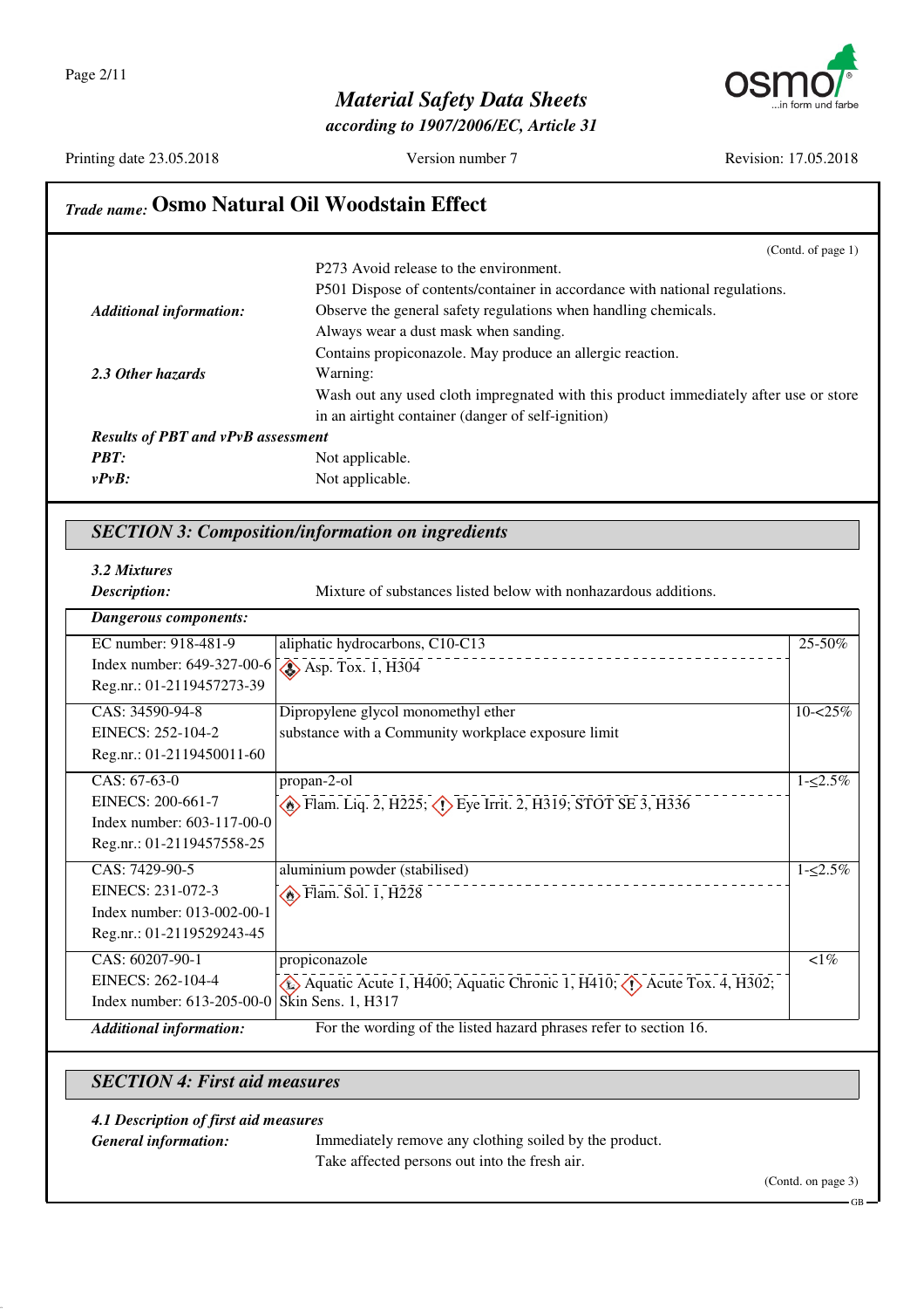## Trade name: Osmo Natural Oil Woodstain Effect

(Contd. of page 1)

P273 Avoid release to the environment.
P501 Dispose of contents/container in accordance with national regulations.

***Additional information:*** Observe the general safety regulations when handling chemicals.
Always wear a dust mask when sanding.
Contains propiconazole. May produce an allergic reaction.

***2.3 Other hazards*** Warning:
Wash out any used cloth impregnated with this product immediately after use or store in an airtight container (danger of self-ignition)

***Results of PBT and vPvB assessment***

***PBT:*** Not applicable.

***vPvB:*** Not applicable.

## *SECTION 3: Composition/information on ingredients*

***3.2 Mixtures***

***Description:*** Mixture of substances listed below with nonhazardous additions.

| ***Dangerous components:*** | | |
|---|---|---|
| EC number: 918-481-9<br>Index number: 649-327-00-6<br>Reg.nr.: 01-2119457273-39 | aliphatic hydrocarbons, C10-C13<br>Asp. Tox. 1, H304 | 25-50% |
| CAS: 34590-94-8<br>EINECS: 252-104-2<br>Reg.nr.: 01-2119450011-60 | Dipropylene glycol monomethyl ether<br>substance with a Community workplace exposure limit | 10-<25% |
| CAS: 67-63-0<br>EINECS: 200-661-7<br>Index number: 603-117-00-0<br>Reg.nr.: 01-2119457558-25 | propan-2-ol<br>Flam. Liq. 2, H225; Eye Irrit. 2, H319; STOT SE 3, H336 | 1-≤2.5% |
| CAS: 7429-90-5<br>EINECS: 231-072-3<br>Index number: 013-002-00-1<br>Reg.nr.: 01-2119529243-45 | aluminium powder (stabilised)<br>Flam. Sol. 1, H228 | 1-≤2.5% |
| CAS: 60207-90-1<br>EINECS: 262-104-4<br>Index number: 613-205-00-0 | propiconazole<br>Aquatic Acute 1, H400; Aquatic Chronic 1, H410; Acute Tox. 4, H302; Skin Sens. 1, H317 | <1% |

***Additional information:*** For the wording of the listed hazard phrases refer to section 16.

## *SECTION 4: First aid measures*

***4.1 Description of first aid measures***

***General information:*** Immediately remove any clothing soiled by the product.
Take affected persons out into the fresh air.

(Contd. on page 3)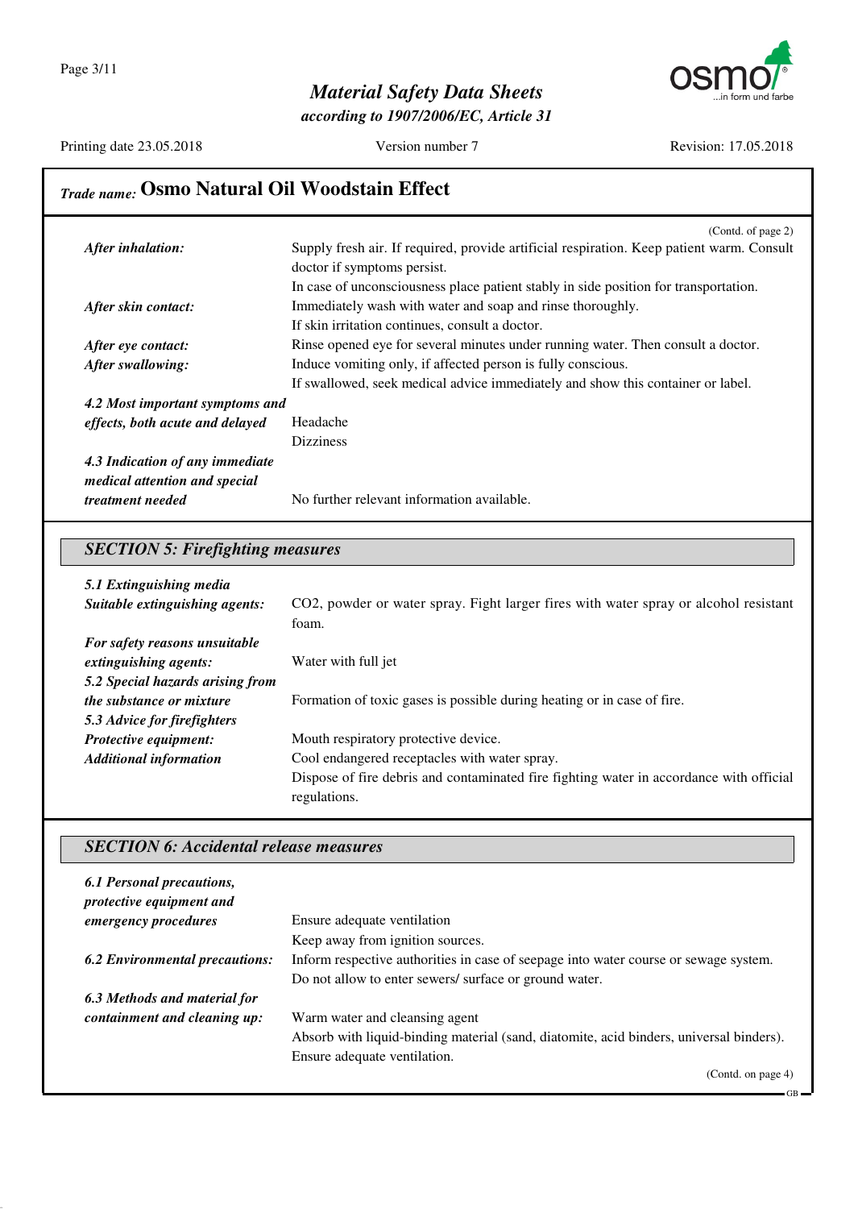## Trade name: Osmo Natural Oil Woodstain Effect

(Contd. of page 2)

| | |
|---|---|
| ***After inhalation:*** | Supply fresh air. If required, provide artificial respiration. Keep patient warm. Consult doctor if symptoms persist. In case of unconsciousness place patient stably in side position for transportation. |
| ***After skin contact:*** | Immediately wash with water and soap and rinse thoroughly. If skin irritation continues, consult a doctor. |
| ***After eye contact:*** | Rinse opened eye for several minutes under running water. Then consult a doctor. |
| ***After swallowing:*** | Induce vomiting only, if affected person is fully conscious. If swallowed, seek medical advice immediately and show this container or label. |
| ***4.2 Most important symptoms and effects, both acute and delayed*** | Headache<br>Dizziness |
| ***4.3 Indication of any immediate medical attention and special treatment needed*** | No further relevant information available. |

### *SECTION 5: Firefighting measures*

| | |
|---|---|
| ***5.1 Extinguishing media*** | |
| ***Suitable extinguishing agents:*** | $CO_2$, powder or water spray. Fight larger fires with water spray or alcohol resistant foam. |
| ***For safety reasons unsuitable extinguishing agents:*** | Water with full jet |
| ***5.2 Special hazards arising from the substance or mixture*** | Formation of toxic gases is possible during heating or in case of fire. |
| ***5.3 Advice for firefighters*** | |
| ***Protective equipment:*** | Mouth respiratory protective device. |
| ***Additional information*** | Cool endangered receptacles with water spray.<br>Dispose of fire debris and contaminated fire fighting water in accordance with official regulations. |

### *SECTION 6: Accidental release measures*

| | |
|---|---|
| ***6.1 Personal precautions, protective equipment and emergency procedures*** | Ensure adequate ventilation<br>Keep away from ignition sources. |
| ***6.2 Environmental precautions:*** | Inform respective authorities in case of seepage into water course or sewage system.<br>Do not allow to enter sewers/ surface or ground water. |
| ***6.3 Methods and material for containment and cleaning up:*** | Warm water and cleansing agent<br>Absorb with liquid-binding material (sand, diatomite, acid binders, universal binders).<br>Ensure adequate ventilation. |

(Contd. on page 4)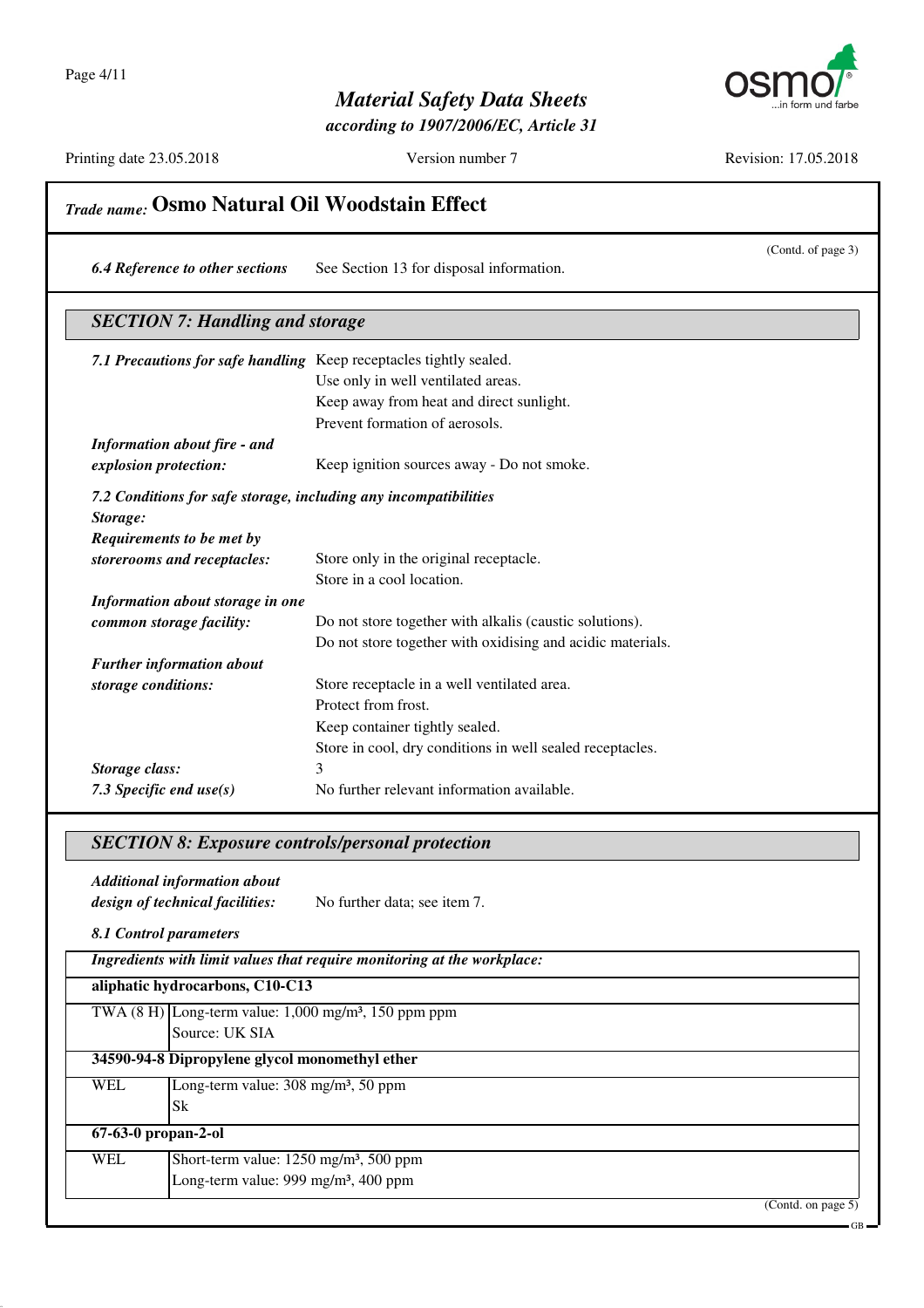## Trade name: Osmo Natural Oil Woodstain Effect

(Contd. of page 3)

**6.4 Reference to other sections** See Section 13 for disposal information.

### SECTION 7: Handling and storage

**7.1 Precautions for safe handling** Keep receptacles tightly sealed.
Use only in well ventilated areas.
Keep away from heat and direct sunlight.
Prevent formation of aerosols.

**Information about fire - and explosion protection:** Keep ignition sources away - Do not smoke.

**7.2 Conditions for safe storage, including any incompatibilities**

**Storage:**

**Requirements to be met by storerooms and receptacles:** Store only in the original receptacle.
Store in a cool location.

**Information about storage in one common storage facility:** Do not store together with alkalis (caustic solutions).
Do not store together with oxidising and acidic materials.

**Further information about storage conditions:** Store receptacle in a well ventilated area.
Protect from frost.
Keep container tightly sealed.
Store in cool, dry conditions in well sealed receptacles.

**Storage class:** 3

**7.3 Specific end use(s)** No further relevant information available.

### SECTION 8: Exposure controls/personal protection

**Additional information about design of technical facilities:** No further data; see item 7.

**8.1 Control parameters**

| Ingredients with limit values that require monitoring at the workplace: | |
|---|---|
| **aliphatic hydrocarbons, C10-C13** | |
| TWA (8 H) | Long-term value: 1,000 mg/m³, 150 ppm ppm<br>Source: UK SIA |
| **34590-94-8 Dipropylene glycol monomethyl ether** | |
| WEL | Long-term value: 308 mg/m³, 50 ppm<br>Sk |
| **67-63-0 propan-2-ol** | |
| WEL | Short-term value: 1250 mg/m³, 500 ppm<br>Long-term value: 999 mg/m³, 400 ppm |

(Contd. on page 5)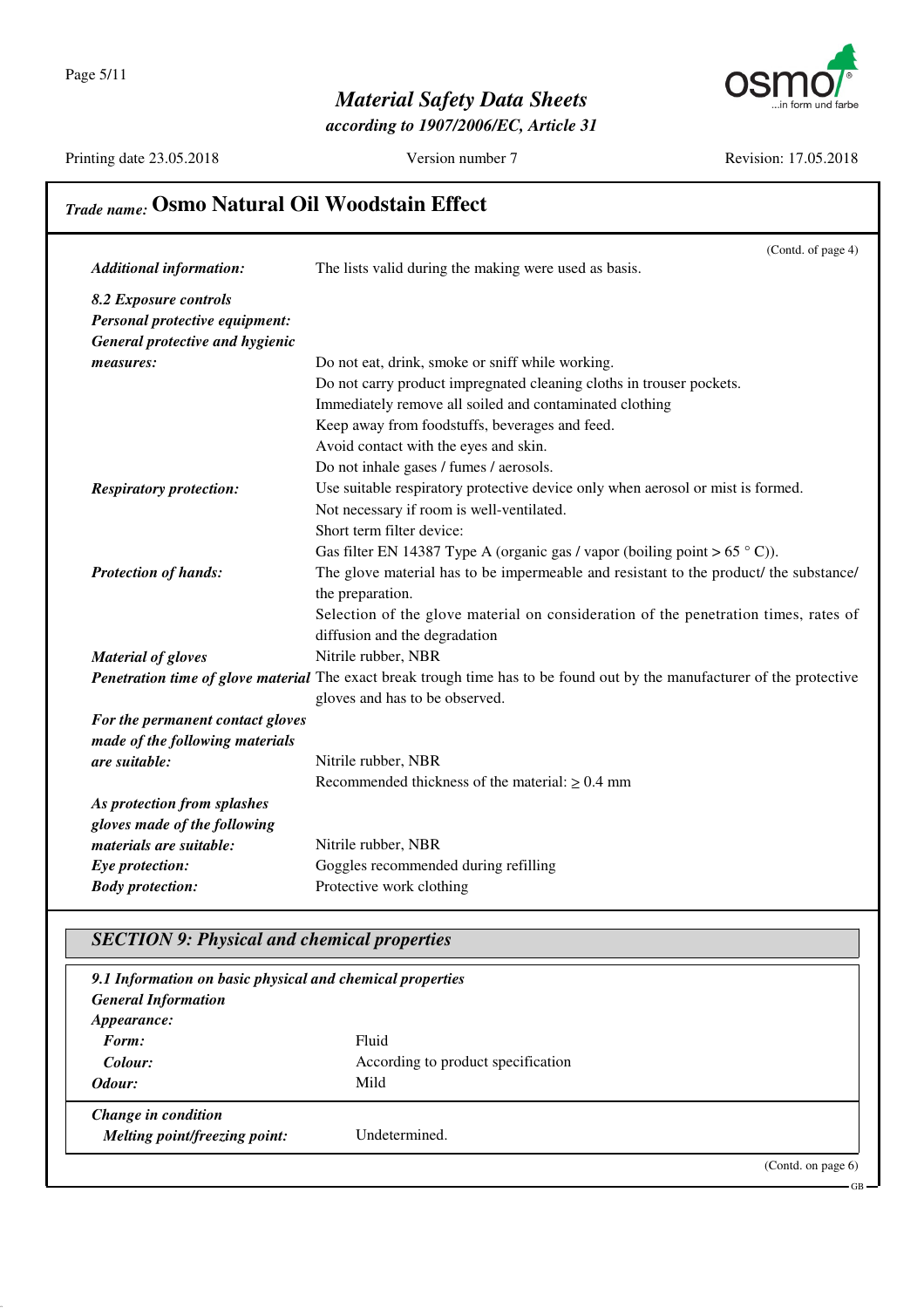## Trade name: Osmo Natural Oil Woodstain Effect

(Contd. of page 4)

| | |
|---|---|
| ***Additional information:*** | The lists valid during the making were used as basis. |
| ***8.2 Exposure controls*** | |
| ***Personal protective equipment:*** | |
| ***General protective and hygienic measures:*** | Do not eat, drink, smoke or sniff while working.<br>Do not carry product impregnated cleaning cloths in trouser pockets.<br>Immediately remove all soiled and contaminated clothing<br>Keep away from foodstuffs, beverages and feed.<br>Avoid contact with the eyes and skin.<br>Do not inhale gases / fumes / aerosols. |
| ***Respiratory protection:*** | Use suitable respiratory protective device only when aerosol or mist is formed.<br>Not necessary if room is well-ventilated.<br>Short term filter device:<br>Gas filter EN 14387 Type A (organic gas / vapor (boiling point > 65 ° C)). |
| ***Protection of hands:*** | The glove material has to be impermeable and resistant to the product/ the substance/ the preparation.<br>Selection of the glove material on consideration of the penetration times, rates of diffusion and the degradation |
| ***Material of gloves*** | Nitrile rubber, NBR |
| ***Penetration time of glove material*** | The exact break trough time has to be found out by the manufacturer of the protective gloves and has to be observed. |
| ***For the permanent contact gloves made of the following materials are suitable:*** | Nitrile rubber, NBR<br>Recommended thickness of the material: ≥ 0.4 mm |
| ***As protection from splashes gloves made of the following materials are suitable:*** | Nitrile rubber, NBR |
| ***Eye protection:*** | Goggles recommended during refilling |
| ***Body protection:*** | Protective work clothing |

## SECTION 9: Physical and chemical properties

***9.1 Information on basic physical and chemical properties***

| | |
|---|---|
| ***General Information*** | |
| ***Appearance:*** | |
| ***Form:*** | Fluid |
| ***Colour:*** | According to product specification |
| ***Odour:*** | Mild |
| ***Change in condition*** | |
| ***Melting point/freezing point:*** | Undetermined. |

(Contd. on page 6)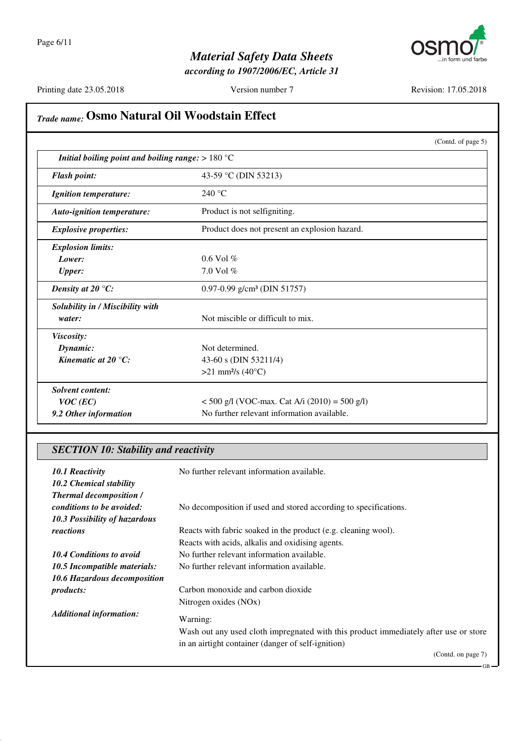**Trade name: Osmo Natural Oil Woodstain Effect**

(Contd. of page 5)

| | |
|---|---|
| ***Initial boiling point and boiling range:*** > 180 °C | |
| ***Flash point:*** | 43-59 °C (DIN 53213) |
| ***Ignition temperature:*** | 240 °C |
| ***Auto-ignition temperature:*** | Product is not selfigniting. |
| ***Explosive properties:*** | Product does not present an explosion hazard. |
| ***Explosion limits:*** | |
| ***Lower:*** | 0.6 Vol % |
| ***Upper:*** | 7.0 Vol % |
| ***Density at 20 °C:*** | 0.97-0.99 g/cm³ (DIN 51757) |
| ***Solubility in / Miscibility with water:*** | Not miscible or difficult to mix. |
| ***Viscosity:*** | |
| ***Dynamic:*** | Not determined. |
| ***Kinematic at 20 °C:*** | 43-60 s (DIN 53211/4) |
| | >21 mm²/s (40°C) |
| ***Solvent content:*** | |
| ***VOC (EC)*** | < 500 g/l (VOC-max. Cat A/i (2010) = 500 g/l) |
| ***9.2 Other information*** | No further relevant information available. |

## *SECTION 10: Stability and reactivity*

***10.1 Reactivity*** No further relevant information available.

***10.2 Chemical stability***

***Thermal decomposition / conditions to be avoided:*** No decomposition if used and stored according to specifications.

***10.3 Possibility of hazardous reactions*** Reacts with fabric soaked in the product (e.g. cleaning wool).
Reacts with acids, alkalis and oxidising agents.

***10.4 Conditions to avoid*** No further relevant information available.

***10.5 Incompatible materials:*** No further relevant information available.

***10.6 Hazardous decomposition products:*** Carbon monoxide and carbon dioxide
Nitrogen oxides (NOx)

***Additional information:*** Warning:
Wash out any used cloth impregnated with this product immediately after use or store in an airtight container (danger of self-ignition)

(Contd. on page 7)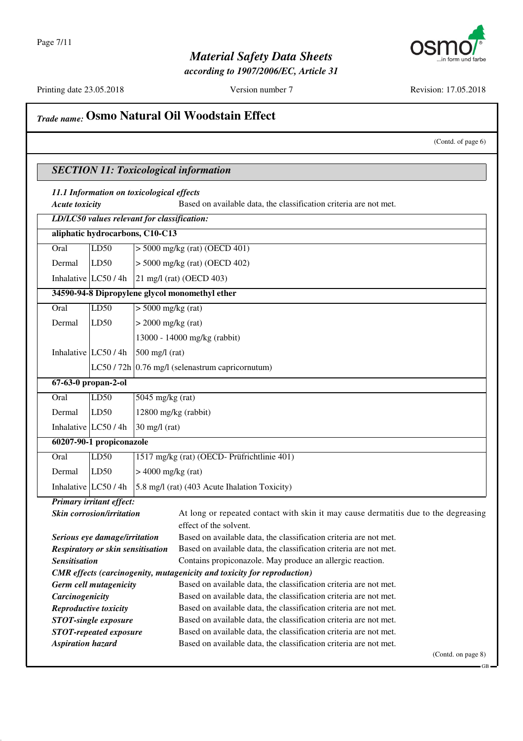## Trade name: Osmo Natural Oil Woodstain Effect

(Contd. of page 6)

### SECTION 11: Toxicological information

**11.1 Information on toxicological effects**

***Acute toxicity*** Based on available data, the classification criteria are not met.

| *LD/LC50 values relevant for classification:* | | |
|---|---|---|
| **aliphatic hydrocarbons, C10-C13** | | |
| Oral | LD50 | > 5000 mg/kg (rat) (OECD 401) |
| Dermal | LD50 | > 5000 mg/kg (rat) (OECD 402) |
| Inhalative | LC50 / 4h | 21 mg/l (rat) (OECD 403) |
| **34590-94-8 Dipropylene glycol monomethyl ether** | | |
| Oral | LD50 | > 5000 mg/kg (rat) |
| Dermal | LD50 | > 2000 mg/kg (rat) |
| | | 13000 - 14000 mg/kg (rabbit) |
| Inhalative | LC50 / 4h | 500 mg/l (rat) |
| | LC50 / 72h | 0.76 mg/l (selenastrum capricornutum) |
| **67-63-0 propan-2-ol** | | |
| Oral | LD50 | 5045 mg/kg (rat) |
| Dermal | LD50 | 12800 mg/kg (rabbit) |
| Inhalative | LC50 / 4h | 30 mg/l (rat) |
| **60207-90-1 propiconazole** | | |
| Oral | LD50 | 1517 mg/kg (rat) (OECD- Prüfrichtlinie 401) |
| Dermal | LD50 | > 4000 mg/kg (rat) |
| Inhalative | LC50 / 4h | 5.8 mg/l (rat) (403 Acute Ihalation Toxicity) |

***Primary irritant effect:***

***Skin corrosion/irritation*** At long or repeated contact with skin it may cause dermatitis due to the degreasing effect of the solvent.

***Serious eye damage/irritation*** Based on available data, the classification criteria are not met.

***Respiratory or skin sensitisation*** Based on available data, the classification criteria are not met.

***Sensitisation*** Contains propiconazole. May produce an allergic reaction.

***CMR effects (carcinogenity, mutagenicity and toxicity for reproduction)***

***Germ cell mutagenicity*** Based on available data, the classification criteria are not met.

***Carcinogenicity*** Based on available data, the classification criteria are not met.

***Reproductive toxicity*** Based on available data, the classification criteria are not met.

***STOT-single exposure*** Based on available data, the classification criteria are not met.

***STOT-repeated exposure*** Based on available data, the classification criteria are not met.

***Aspiration hazard*** Based on available data, the classification criteria are not met.

(Contd. on page 8)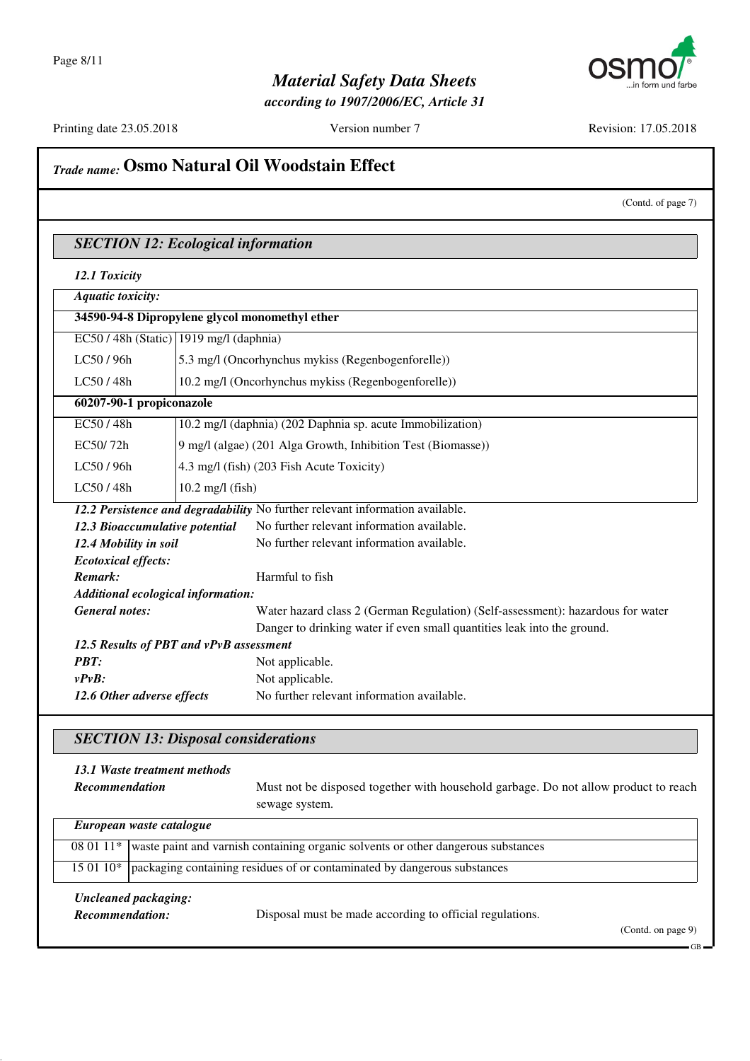## Trade name: Osmo Natural Oil Woodstain Effect

(Contd. of page 7)

### SECTION 12: Ecological information

**12.1 Toxicity**

| **Aquatic toxicity:** | |
|---|---|
| **34590-94-8 Dipropylene glycol monomethyl ether** | |
| EC50 / 48h (Static) | 1919 mg/l (daphnia) |
| LC50 / 96h | 5.3 mg/l (Oncorhynchus mykiss (Regenbogenforelle)) |
| LC50 / 48h | 10.2 mg/l (Oncorhynchus mykiss (Regenbogenforelle)) |
| **60207-90-1 propiconazole** | |
| EC50 / 48h | 10.2 mg/l (daphnia) (202 Daphnia sp. acute Immobilization) |
| EC50/ 72h | 9 mg/l (algae) (201 Alga Growth, Inhibition Test (Biomasse)) |
| LC50 / 96h | 4.3 mg/l (fish) (203 Fish Acute Toxicity) |
| LC50 / 48h | 10.2 mg/l (fish) |

***12.2 Persistence and degradability*** No further relevant information available.

***12.3 Bioaccumulative potential*** No further relevant information available.

***12.4 Mobility in soil*** No further relevant information available.

***Ecotoxical effects:***

***Remark:*** Harmful to fish

***Additional ecological information:***

***General notes:*** Water hazard class 2 (German Regulation) (Self-assessment): hazardous for water
Danger to drinking water if even small quantities leak into the ground.

***12.5 Results of PBT and vPvB assessment***

***PBT:*** Not applicable.

***vPvB:*** Not applicable.

***12.6 Other adverse effects*** No further relevant information available.

### SECTION 13: Disposal considerations

***13.1 Waste treatment methods***

***Recommendation*** Must not be disposed together with household garbage. Do not allow product to reach sewage system.

| ***European waste catalogue*** | |
|---|---|
| 08 01 11* | waste paint and varnish containing organic solvents or other dangerous substances |
| 15 01 10* | packaging containing residues of or contaminated by dangerous substances |

***Uncleaned packaging:***

***Recommendation:*** Disposal must be made according to official regulations.

(Contd. on page 9)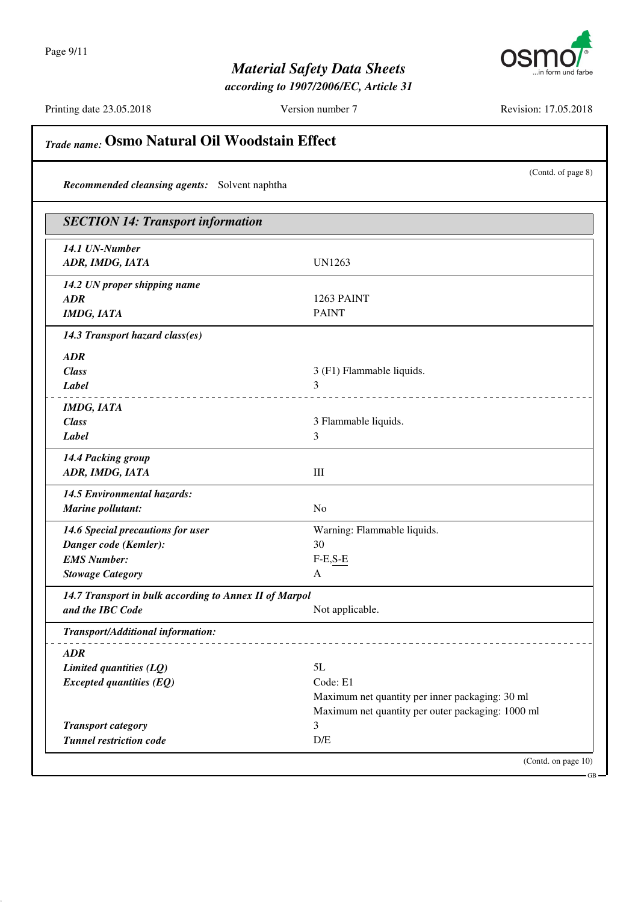## Trade name: Osmo Natural Oil Woodstain Effect

(Contd. of page 8)

***Recommended cleansing agents:*** Solvent naphtha

### SECTION 14: Transport information

| | |
|---|---|
| ***14.1 UN-Number*** | |
| ***ADR, IMDG, IATA*** | UN1263 |
| ***14.2 UN proper shipping name*** | |
| ***ADR*** | 1263 PAINT |
| ***IMDG, IATA*** | PAINT |
| ***14.3 Transport hazard class(es)*** | |
| ***ADR*** | |
| ***Class*** | 3 (F1) Flammable liquids. |
| ***Label*** | 3 |
| ***IMDG, IATA*** | |
| ***Class*** | 3 Flammable liquids. |
| ***Label*** | 3 |
| ***14.4 Packing group*** | |
| ***ADR, IMDG, IATA*** | III |
| ***14.5 Environmental hazards:*** | |
| ***Marine pollutant:*** | No |
| ***14.6 Special precautions for user*** | Warning: Flammable liquids. |
| ***Danger code (Kemler):*** | 30 |
| ***EMS Number:*** | F-E,S-E |
| ***Stowage Category*** | A |
| ***14.7 Transport in bulk according to Annex II of Marpol and the IBC Code*** | Not applicable. |
| ***Transport/Additional information:*** | |
| ***ADR*** | |
| ***Limited quantities (LQ)*** | 5L |
| ***Excepted quantities (EQ)*** | Code: E1<br>Maximum net quantity per inner packaging: 30 ml<br>Maximum net quantity per outer packaging: 1000 ml |
| ***Transport category*** | 3 |
| ***Tunnel restriction code*** | D/E |

(Contd. on page 10)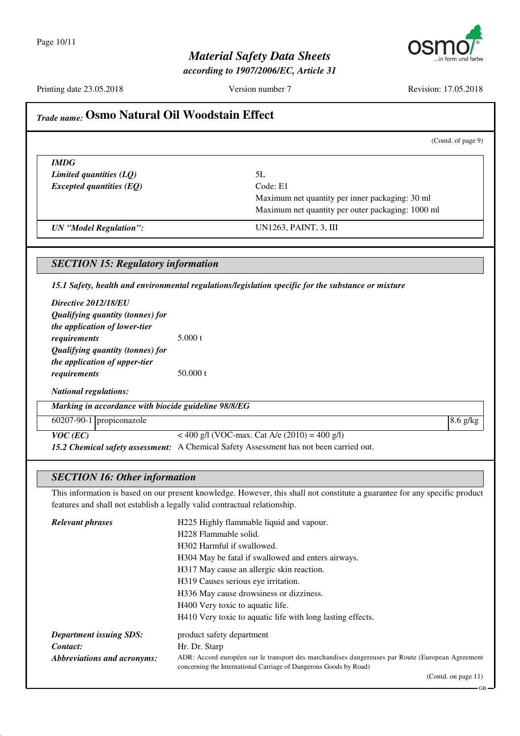## Trade name: Osmo Natural Oil Woodstain Effect

(Contd. of page 9)

| | |
|---|---|
| ***IMDG*** | |
| ***Limited quantities (LQ)*** | 5L |
| ***Excepted quantities (EQ)*** | Code: E1<br>Maximum net quantity per inner packaging: 30 ml<br>Maximum net quantity per outer packaging: 1000 ml |
| ***UN "Model Regulation":*** | UN1263, PAINT, 3, III |

### SECTION 15: Regulatory information

***15.1 Safety, health and environmental regulations/legislation specific for the substance or mixture***

***Directive 2012/18/EU***

***Qualifying quantity (tonnes) for the application of lower-tier requirements*** 5.000 t

***Qualifying quantity (tonnes) for the application of upper-tier requirements*** 50.000 t

***National regulations:***

| ***Marking in accordance with biocide guideline 98/8/EG*** | | |
|---|---|---|
| 60207-90-1 | propiconazole | 8.6 g/kg |

***VOC (EC)*** < 400 g/l (VOC-max. Cat A/e (2010) = 400 g/l)

***15.2 Chemical safety assessment:*** A Chemical Safety Assessment has not been carried out.

### SECTION 16: Other information

This information is based on our present knowledge. However, this shall not constitute a guarantee for any specific product features and shall not establish a legally valid contractual relationship.

***Relevant phrases***

H225 Highly flammable liquid and vapour.
H228 Flammable solid.
H302 Harmful if swallowed.
H304 May be fatal if swallowed and enters airways.
H317 May cause an allergic skin reaction.
H319 Causes serious eye irritation.
H336 May cause drowsiness or dizziness.
H400 Very toxic to aquatic life.
H410 Very toxic to aquatic life with long lasting effects.

***Department issuing SDS:*** product safety department

***Contact:*** Hr. Dr. Starp

***Abbreviations and acronyms:*** ADR: Accord européen sur le transport des marchandises dangereuses par Route (European Agreement concerning the International Carriage of Dangerous Goods by Road)

(Contd. on page 11)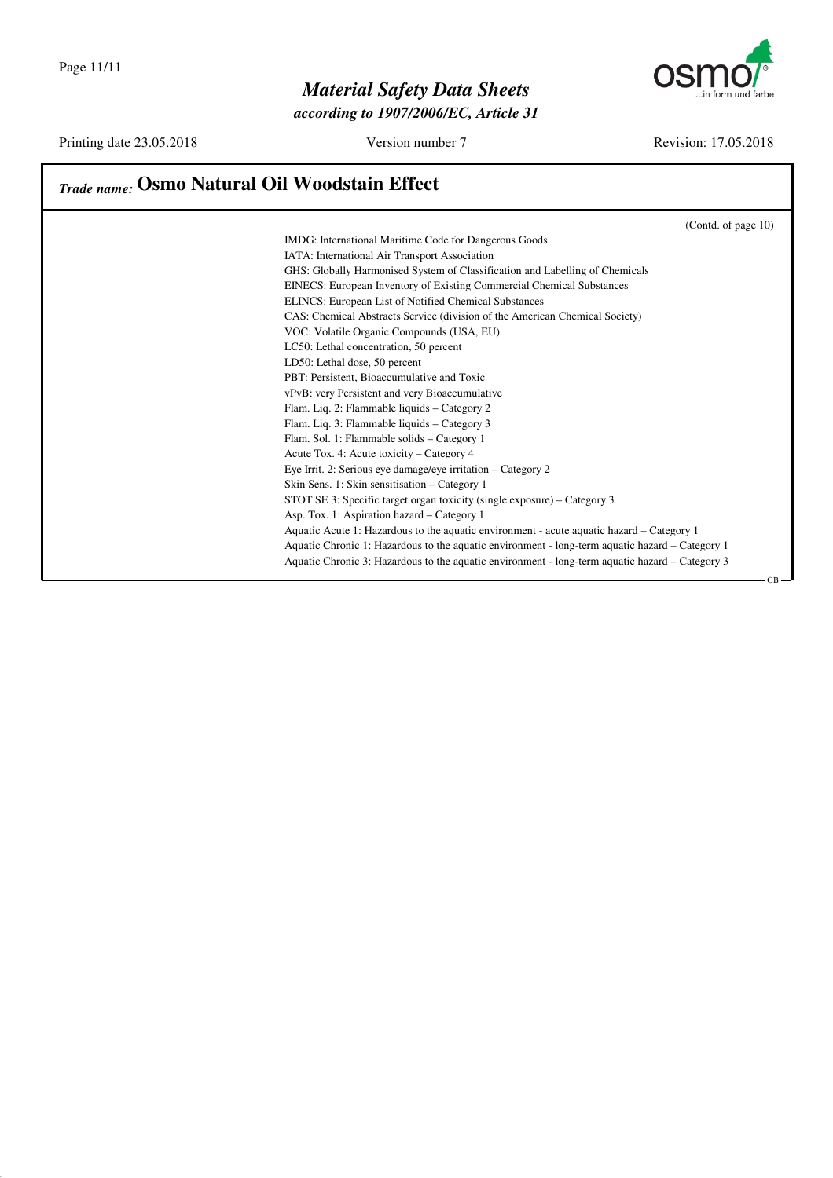*Trade name:* **Osmo Natural Oil Woodstain Effect**

(Contd. of page 10)

IMDG: International Maritime Code for Dangerous Goods
IATA: International Air Transport Association
GHS: Globally Harmonised System of Classification and Labelling of Chemicals
EINECS: European Inventory of Existing Commercial Chemical Substances
ELINCS: European List of Notified Chemical Substances
CAS: Chemical Abstracts Service (division of the American Chemical Society)
VOC: Volatile Organic Compounds (USA, EU)
LC50: Lethal concentration, 50 percent
LD50: Lethal dose, 50 percent
PBT: Persistent, Bioaccumulative and Toxic
vPvB: very Persistent and very Bioaccumulative
Flam. Liq. 2: Flammable liquids – Category 2
Flam. Liq. 3: Flammable liquids – Category 3
Flam. Sol. 1: Flammable solids – Category 1
Acute Tox. 4: Acute toxicity – Category 4
Eye Irrit. 2: Serious eye damage/eye irritation – Category 2
Skin Sens. 1: Skin sensitisation – Category 1
STOT SE 3: Specific target organ toxicity (single exposure) – Category 3
Asp. Tox. 1: Aspiration hazard – Category 1
Aquatic Acute 1: Hazardous to the aquatic environment - acute aquatic hazard – Category 1
Aquatic Chronic 1: Hazardous to the aquatic environment - long-term aquatic hazard – Category 1
Aquatic Chronic 3: Hazardous to the aquatic environment - long-term aquatic hazard – Category 3